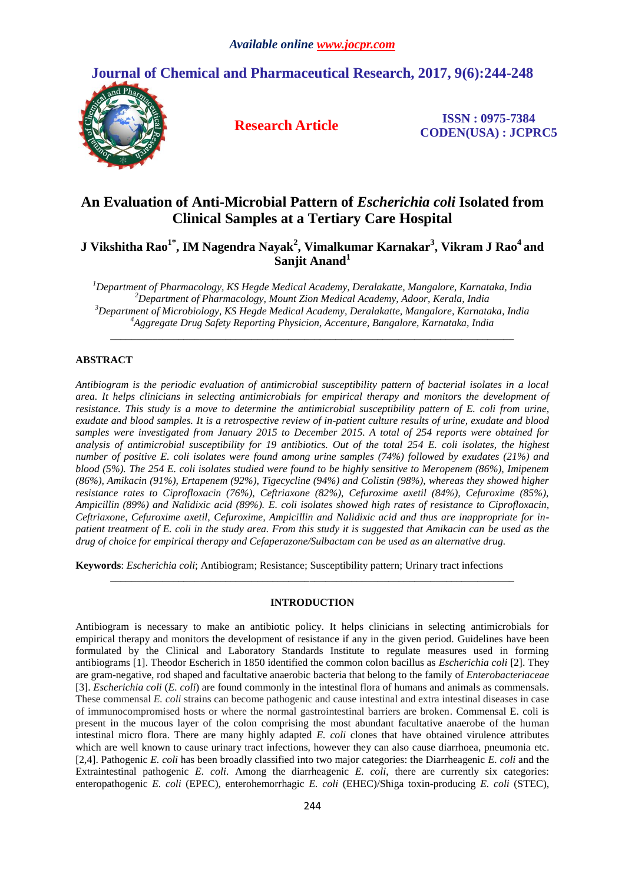*Available online www.jocpr.com*

# Journal of Chemical and Pharmaceutical Research, 2017, 9(6):244-248

**Research Article**

**ISSN : 0975-7384**
**CODEN(USA) : JCPRC5**

# An Evaluation of Anti-Microbial Pattern of *Escherichia coli* Isolated from Clinical Samples at a Tertiary Care Hospital

**J Vikshitha Rao[1*], IM Nagendra Nayak[2], Vimalkumar Karnakar[3], Vikram J Rao[4] and Sanjit Anand[1]**

*[1]Department of Pharmacology, KS Hegde Medical Academy, Deralakatte, Mangalore, Karnataka, India*
*[2]Department of Pharmacology, Mount Zion Medical Academy, Adoor, Kerala, India*
*[3]Department of Microbiology, KS Hegde Medical Academy, Deralakatte, Mangalore, Karnataka, India*
*[4]Aggregate Drug Safety Reporting Physicion, Accenture, Bangalore, Karnataka, India*

---

## ABSTRACT

*Antibiogram is the periodic evaluation of antimicrobial susceptibility pattern of bacterial isolates in a local area. It helps clinicians in selecting antimicrobials for empirical therapy and monitors the development of resistance. This study is a move to determine the antimicrobial susceptibility pattern of E. coli from urine, exudate and blood samples. It is a retrospective review of in-patient culture results of urine, exudate and blood samples were investigated from January 2015 to December 2015. A total of 254 reports were obtained for analysis of antimicrobial susceptibility for 19 antibiotics. Out of the total 254 E. coli isolates, the highest number of positive E. coli isolates were found among urine samples (74%) followed by exudates (21%) and blood (5%). The 254 E. coli isolates studied were found to be highly sensitive to Meropenem (86%), Imipenem (86%), Amikacin (91%), Ertapenem (92%), Tigecycline (94%) and Colistin (98%), whereas they showed higher resistance rates to Ciprofloxacin (76%), Ceftriaxone (82%), Cefuroxime axetil (84%), Cefuroxime (85%), Ampicillin (89%) and Nalidixic acid (89%). E. coli isolates showed high rates of resistance to Ciprofloxacin, Ceftriaxone, Cefuroxime axetil, Cefuroxime, Ampicillin and Nalidixic acid and thus are inappropriate for in-patient treatment of E. coli in the study area. From this study it is suggested that Amikacin can be used as the drug of choice for empirical therapy and Cefaperazone/Sulbactam can be used as an alternative drug.*

**Keywords**: *Escherichia coli*; Antibiogram; Resistance; Susceptibility pattern; Urinary tract infections

---

## INTRODUCTION

Antibiogram is necessary to make an antibiotic policy. It helps clinicians in selecting antimicrobials for empirical therapy and monitors the development of resistance if any in the given period. Guidelines have been formulated by the Clinical and Laboratory Standards Institute to regulate measures used in forming antibiograms [1]. Theodor Escherich in 1850 identified the common colon bacillus as *Escherichia coli* [2]. They are gram-negative, rod shaped and facultative anaerobic bacteria that belong to the family of *Enterobacteriaceae* [3]. *Escherichia coli* (*E. coli*) are found commonly in the intestinal flora of humans and animals as commensals. These commensal *E. coli* strains can become pathogenic and cause intestinal and extra intestinal diseases in case of immunocompromised hosts or where the normal gastrointestinal barriers are broken. Commensal E. coli is present in the mucous layer of the colon comprising the most abundant facultative anaerobe of the human intestinal micro flora. There are many highly adapted *E. coli* clones that have obtained virulence attributes which are well known to cause urinary tract infections, however they can also cause diarrhoea, pneumonia etc. [2,4]. Pathogenic *E. coli* has been broadly classified into two major categories: the Diarrheagenic *E. coli* and the Extraintestinal pathogenic *E. coli*. Among the diarrheagenic *E. coli*, there are currently six categories: enteropathogenic *E. coli* (EPEC), enterohemorrhagic *E. coli* (EHEC)/Shiga toxin-producing *E. coli* (STEC),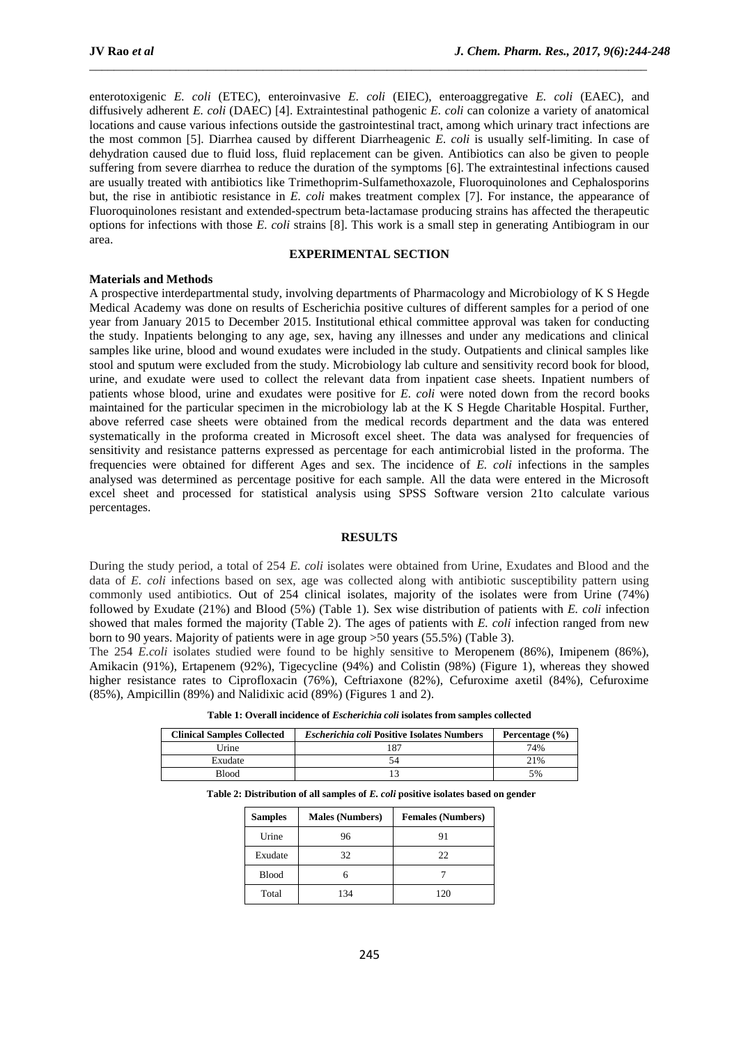enterotoxigenic *E. coli* (ETEC), enteroinvasive *E. coli* (EIEC), enteroaggregative *E. coli* (EAEC), and diffusively adherent *E. coli* (DAEC) [4]. Extraintestinal pathogenic *E. coli* can colonize a variety of anatomical locations and cause various infections outside the gastrointestinal tract, among which urinary tract infections are the most common [5]. Diarrhea caused by different Diarrheagenic *E. coli* is usually self-limiting. In case of dehydration caused due to fluid loss, fluid replacement can be given. Antibiotics can also be given to people suffering from severe diarrhea to reduce the duration of the symptoms [6]. The extraintestinal infections caused are usually treated with antibiotics like Trimethoprim-Sulfamethoxazole, Fluoroquinolones and Cephalosporins but, the rise in antibiotic resistance in *E. coli* makes treatment complex [7]. For instance, the appearance of Fluoroquinolones resistant and extended-spectrum beta-lactamase producing strains has affected the therapeutic options for infections with those *E. coli* strains [8]. This work is a small step in generating Antibiogram in our area.

## EXPERIMENTAL SECTION

### Materials and Methods

A prospective interdepartmental study, involving departments of Pharmacology and Microbiology of K S Hegde Medical Academy was done on results of Escherichia positive cultures of different samples for a period of one year from January 2015 to December 2015. Institutional ethical committee approval was taken for conducting the study. Inpatients belonging to any age, sex, having any illnesses and under any medications and clinical samples like urine, blood and wound exudates were included in the study. Outpatients and clinical samples like stool and sputum were excluded from the study. Microbiology lab culture and sensitivity record book for blood, urine, and exudate were used to collect the relevant data from inpatient case sheets. Inpatient numbers of patients whose blood, urine and exudates were positive for *E. coli* were noted down from the record books maintained for the particular specimen in the microbiology lab at the K S Hegde Charitable Hospital. Further, above referred case sheets were obtained from the medical records department and the data was entered systematically in the proforma created in Microsoft excel sheet. The data was analysed for frequencies of sensitivity and resistance patterns expressed as percentage for each antimicrobial listed in the proforma. The frequencies were obtained for different Ages and sex. The incidence of *E. coli* infections in the samples analysed was determined as percentage positive for each sample. All the data were entered in the Microsoft excel sheet and processed for statistical analysis using SPSS Software version 21to calculate various percentages.

## RESULTS

During the study period, a total of 254 *E. coli* isolates were obtained from Urine, Exudates and Blood and the data of *E. coli* infections based on sex, age was collected along with antibiotic susceptibility pattern using commonly used antibiotics. Out of 254 clinical isolates, majority of the isolates were from Urine (74%) followed by Exudate (21%) and Blood (5%) (Table 1). Sex wise distribution of patients with *E. coli* infection showed that males formed the majority (Table 2). The ages of patients with *E. coli* infection ranged from new born to 90 years. Majority of patients were in age group >50 years (55.5%) (Table 3).

The 254 *E.coli* isolates studied were found to be highly sensitive to Meropenem (86%), Imipenem (86%), Amikacin (91%), Ertapenem (92%), Tigecycline (94%) and Colistin (98%) (Figure 1), whereas they showed higher resistance rates to Ciprofloxacin (76%), Ceftriaxone (82%), Cefuroxime axetil (84%), Cefuroxime (85%), Ampicillin (89%) and Nalidixic acid (89%) (Figures 1 and 2).

**Table 1: Overall incidence of *Escherichia coli* isolates from samples collected**

| Clinical Samples Collected | *Escherichia coli* Positive Isolates Numbers | Percentage (%) |
|---|---|---|
| Urine | 187 | 74% |
| Exudate | 54 | 21% |
| Blood | 13 | 5% |

**Table 2: Distribution of all samples of *E. coli* positive isolates based on gender**

| Samples | Males (Numbers) | Females (Numbers) |
|---|---|---|
| Urine | 96 | 91 |
| Exudate | 32 | 22 |
| Blood | 6 | 7 |
| Total | 134 | 120 |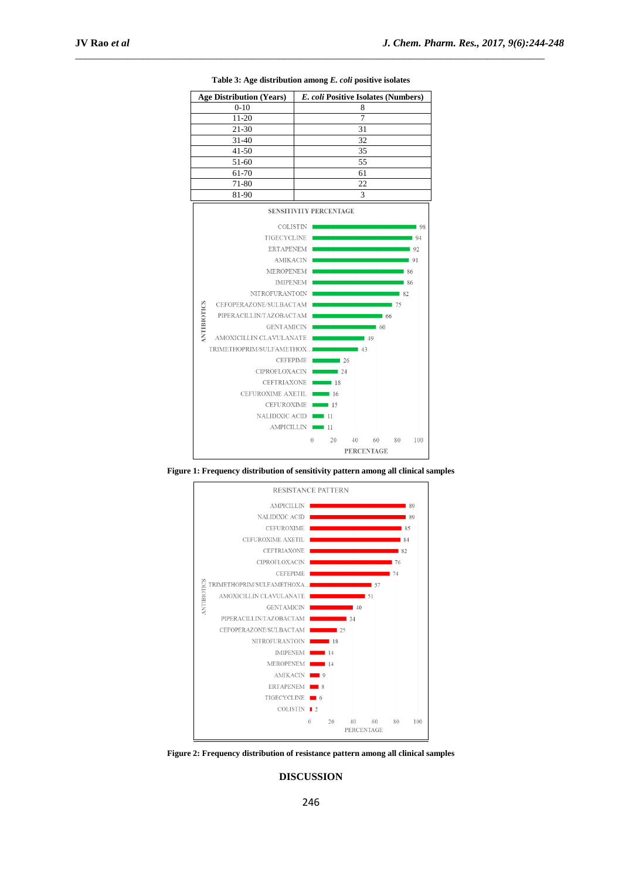**Table 3: Age distribution among *E. coli* positive isolates**

| Age Distribution (Years) | *E. coli* Positive Isolates (Numbers) |
|---|---|
| 0-10 | 8 |
| 11-20 | 7 |
| 21-30 | 31 |
| 31-40 | 32 |
| 41-50 | 35 |
| 51-60 | 55 |
| 61-70 | 61 |
| 71-80 | 22 |
| 81-90 | 3 |

**Figure 1: Frequency distribution of sensitivity pattern among all clinical samples**

**Figure 2: Frequency distribution of resistance pattern among all clinical samples**

## DISCUSSION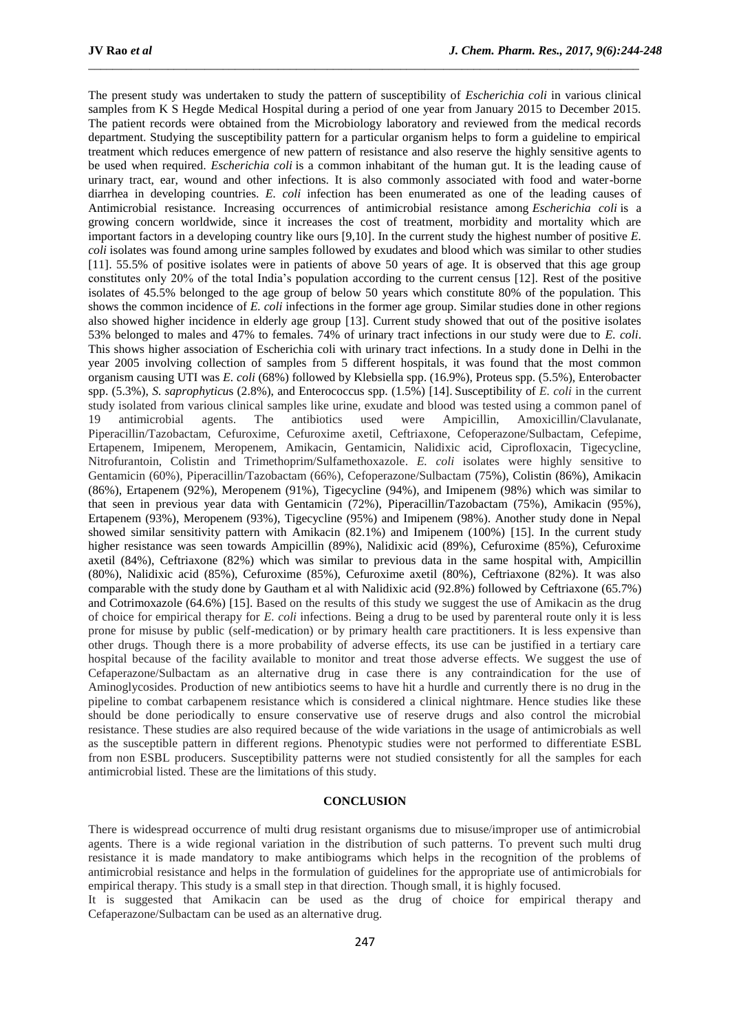The present study was undertaken to study the pattern of susceptibility of *Escherichia coli* in various clinical samples from K S Hegde Medical Hospital during a period of one year from January 2015 to December 2015. The patient records were obtained from the Microbiology laboratory and reviewed from the medical records department. Studying the susceptibility pattern for a particular organism helps to form a guideline to empirical treatment which reduces emergence of new pattern of resistance and also reserve the highly sensitive agents to be used when required. *Escherichia coli* is a common inhabitant of the human gut. It is the leading cause of urinary tract, ear, wound and other infections. It is also commonly associated with food and water-borne diarrhea in developing countries. *E. coli* infection has been enumerated as one of the leading causes of Antimicrobial resistance. Increasing occurrences of antimicrobial resistance among *Escherichia coli* is a growing concern worldwide, since it increases the cost of treatment, morbidity and mortality which are important factors in a developing country like ours [9,10]. In the current study the highest number of positive *E. coli* isolates was found among urine samples followed by exudates and blood which was similar to other studies [11]. 55.5% of positive isolates were in patients of above 50 years of age. It is observed that this age group constitutes only 20% of the total India's population according to the current census [12]. Rest of the positive isolates of 45.5% belonged to the age group of below 50 years which constitute 80% of the population. This shows the common incidence of *E. coli* infections in the former age group. Similar studies done in other regions also showed higher incidence in elderly age group [13]. Current study showed that out of the positive isolates 53% belonged to males and 47% to females. 74% of urinary tract infections in our study were due to *E. coli*. This shows higher association of Escherichia coli with urinary tract infections. In a study done in Delhi in the year 2005 involving collection of samples from 5 different hospitals, it was found that the most common organism causing UTI was *E. coli* (68%) followed by Klebsiella spp. (16.9%), Proteus spp. (5.5%), Enterobacter spp. (5.3%), *S. saprophyticus* (2.8%), and Enterococcus spp. (1.5%) [14]. Susceptibility of *E. coli* in the current study isolated from various clinical samples like urine, exudate and blood was tested using a common panel of 19 antimicrobial agents. The antibiotics used were Ampicillin, Amoxicillin/Clavulanate, Piperacillin/Tazobactam, Cefuroxime, Cefuroxime axetil, Ceftriaxone, Cefoperazone/Sulbactam, Cefepime, Ertapenem, Imipenem, Meropenem, Amikacin, Gentamicin, Nalidixic acid, Ciprofloxacin, Tigecycline, Nitrofurantoin, Colistin and Trimethoprim/Sulfamethoxazole. *E. coli* isolates were highly sensitive to Gentamicin (60%), Piperacillin/Tazobactam (66%), Cefoperazone/Sulbactam (75%), Colistin (86%), Amikacin (86%), Ertapenem (92%), Meropenem (91%), Tigecycline (94%), and Imipenem (98%) which was similar to that seen in previous year data with Gentamicin (72%), Piperacillin/Tazobactam (75%), Amikacin (95%), Ertapenem (93%), Meropenem (93%), Tigecycline (95%) and Imipenem (98%). Another study done in Nepal showed similar sensitivity pattern with Amikacin (82.1%) and Imipenem (100%) [15]. In the current study higher resistance was seen towards Ampicillin (89%), Nalidixic acid (89%), Cefuroxime (85%), Cefuroxime axetil (84%), Ceftriaxone (82%) which was similar to previous data in the same hospital with, Ampicillin (80%), Nalidixic acid (85%), Cefuroxime (85%), Cefuroxime axetil (80%), Ceftriaxone (82%). It was also comparable with the study done by Gautham et al with Nalidixic acid (92.8%) followed by Ceftriaxone (65.7%) and Cotrimoxazole (64.6%) [15]. Based on the results of this study we suggest the use of Amikacin as the drug of choice for empirical therapy for *E. coli* infections. Being a drug to be used by parenteral route only it is less prone for misuse by public (self-medication) or by primary health care practitioners. It is less expensive than other drugs. Though there is a more probability of adverse effects, its use can be justified in a tertiary care hospital because of the facility available to monitor and treat those adverse effects. We suggest the use of Cefaperazone/Sulbactam as an alternative drug in case there is any contraindication for the use of Aminoglycosides. Production of new antibiotics seems to have hit a hurdle and currently there is no drug in the pipeline to combat carbapenem resistance which is considered a clinical nightmare. Hence studies like these should be done periodically to ensure conservative use of reserve drugs and also control the microbial resistance. These studies are also required because of the wide variations in the usage of antimicrobials as well as the susceptible pattern in different regions. Phenotypic studies were not performed to differentiate ESBL from non ESBL producers. Susceptibility patterns were not studied consistently for all the samples for each antimicrobial listed. These are the limitations of this study.

## CONCLUSION

There is widespread occurrence of multi drug resistant organisms due to misuse/improper use of antimicrobial agents. There is a wide regional variation in the distribution of such patterns. To prevent such multi drug resistance it is made mandatory to make antibiograms which helps in the recognition of the problems of antimicrobial resistance and helps in the formulation of guidelines for the appropriate use of antimicrobials for empirical therapy. This study is a small step in that direction. Though small, it is highly focused.

It is suggested that Amikacin can be used as the drug of choice for empirical therapy and Cefaperazone/Sulbactam can be used as an alternative drug.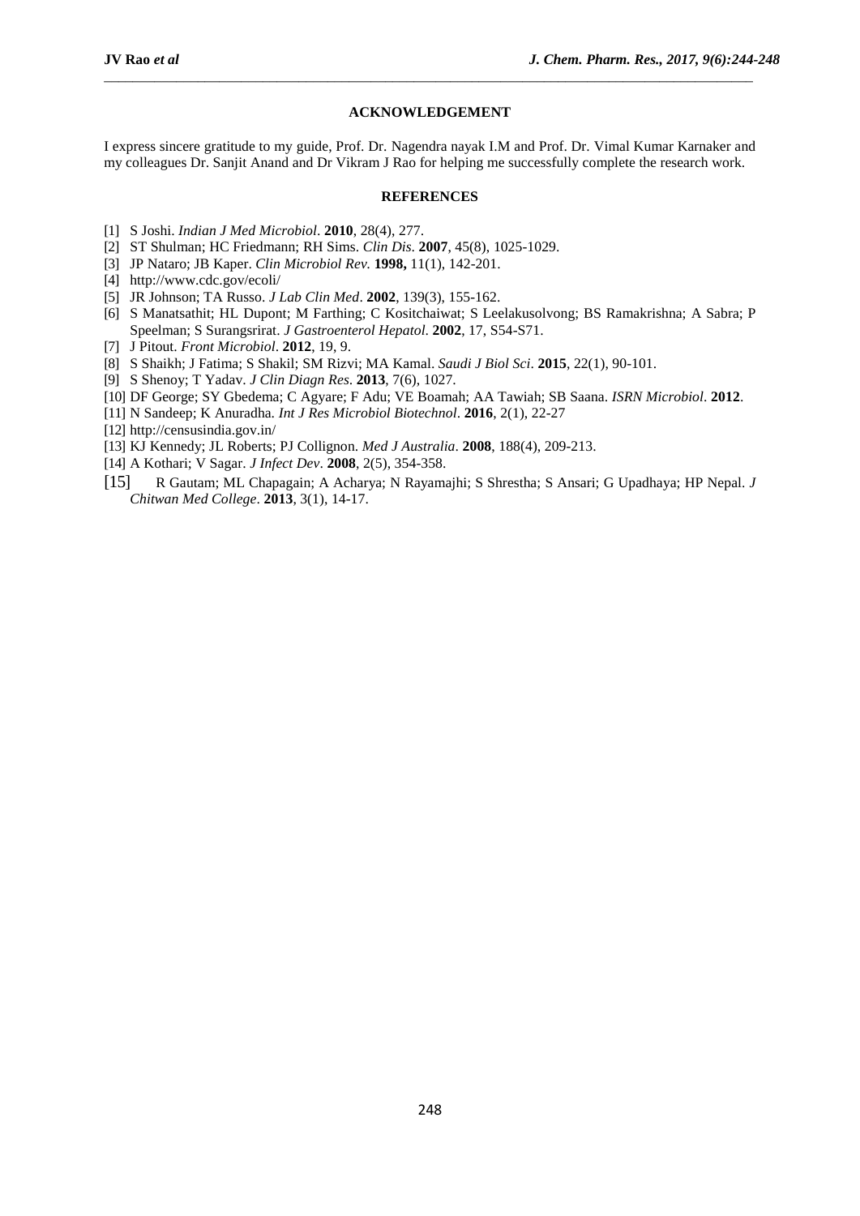## ACKNOWLEDGEMENT

I express sincere gratitude to my guide, Prof. Dr. Nagendra nayak I.M and Prof. Dr. Vimal Kumar Karnaker and my colleagues Dr. Sanjit Anand and Dr Vikram J Rao for helping me successfully complete the research work.

## REFERENCES

[1] S Joshi. *Indian J Med Microbiol*. **2010**, 28(4), 277.
[2] ST Shulman; HC Friedmann; RH Sims. *Clin Dis.* **2007**, 45(8), 1025-1029.
[3] JP Nataro; JB Kaper. *Clin Microbiol Rev.* **1998,** 11(1), 142-201.
[4] http://www.cdc.gov/ecoli/
[5] JR Johnson; TA Russo. *J Lab Clin Med*. **2002**, 139(3), 155-162.
[6] S Manatsathit; HL Dupont; M Farthing; C Kositchaiwat; S Leelakusolvong; BS Ramakrishna; A Sabra; P Speelman; S Surangsrirat. *J Gastroenterol Hepatol.* **2002**, 17, S54-S71.
[7] J Pitout. *Front Microbiol.* **2012**, 19, 9.
[8] S Shaikh; J Fatima; S Shakil; SM Rizvi; MA Kamal. *Saudi J Biol Sci*. **2015**, 22(1), 90-101.
[9] S Shenoy; T Yadav. *J Clin Diagn Res*. **2013**, 7(6), 1027.
[10] DF George; SY Gbedema; C Agyare; F Adu; VE Boamah; AA Tawiah; SB Saana. *ISRN Microbiol*. **2012**.
[11] N Sandeep; K Anuradha. *Int J Res Microbiol Biotechnol*. **2016**, 2(1), 22-27
[12] http://censusindia.gov.in/
[13] KJ Kennedy; JL Roberts; PJ Collignon. *Med J Australia*. **2008**, 188(4), 209-213.
[14] A Kothari; V Sagar. *J Infect Dev*. **2008**, 2(5), 354-358.
[15] R Gautam; ML Chapagain; A Acharya; N Rayamajhi; S Shrestha; S Ansari; G Upadhaya; HP Nepal. *J Chitwan Med College*. **2013**, 3(1), 14-17.